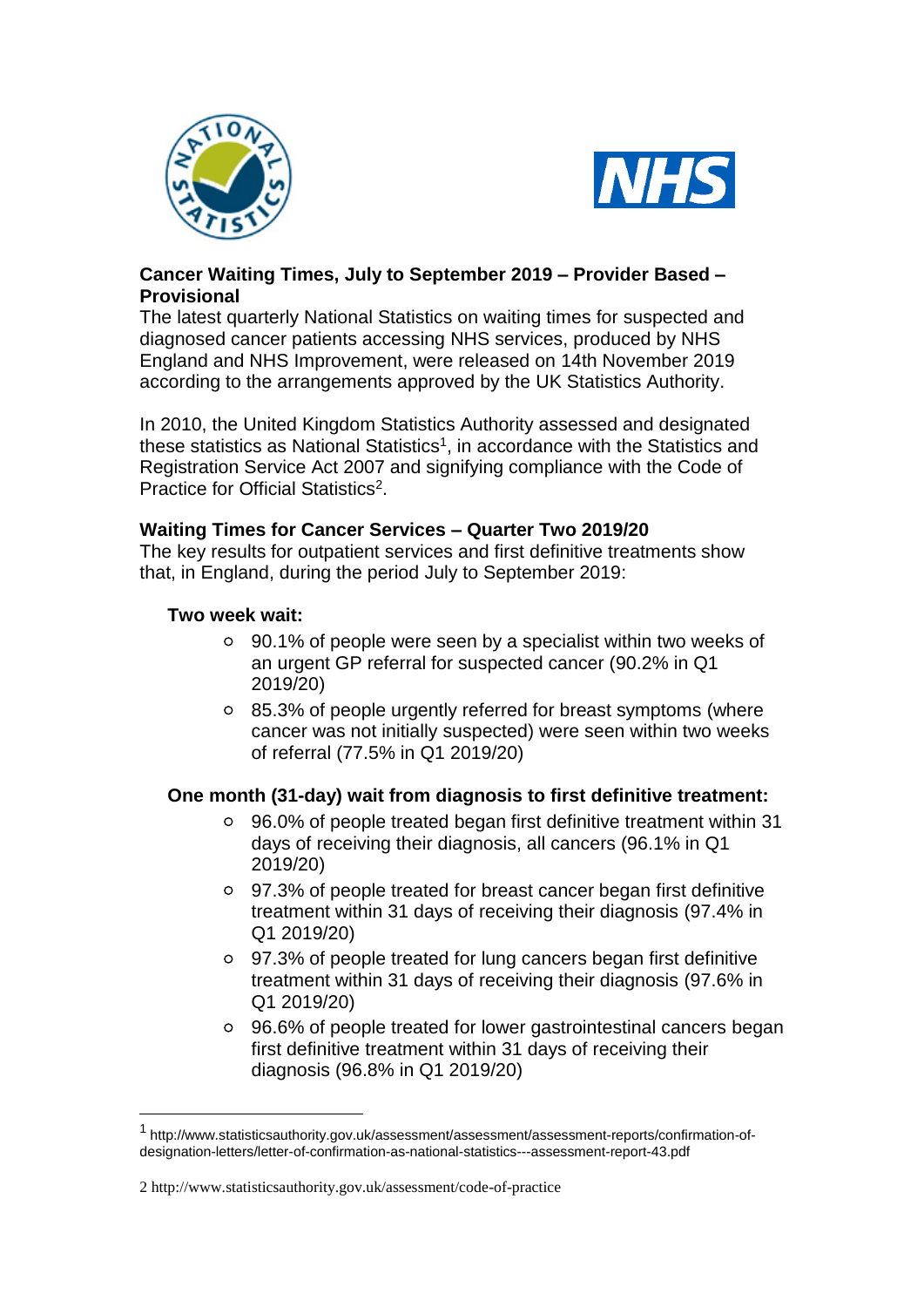**Cancer Waiting Times, July to September 2019 – Provider Based – Provisional**

The latest quarterly National Statistics on waiting times for suspected and diagnosed cancer patients accessing NHS services, produced by NHS England and NHS Improvement, were released on 14th November 2019 according to the arrangements approved by the UK Statistics Authority.

In 2010, the United Kingdom Statistics Authority assessed and designated these statistics as National Statistics[1], in accordance with the Statistics and Registration Service Act 2007 and signifying compliance with the Code of Practice for Official Statistics[2].

**Waiting Times for Cancer Services – Quarter Two 2019/20**

The key results for outpatient services and first definitive treatments show that, in England, during the period July to September 2019:

**Two week wait:**

- 90.1% of people were seen by a specialist within two weeks of an urgent GP referral for suspected cancer (90.2% in Q1 2019/20)
- 85.3% of people urgently referred for breast symptoms (where cancer was not initially suspected) were seen within two weeks of referral (77.5% in Q1 2019/20)

**One month (31-day) wait from diagnosis to first definitive treatment:**

- 96.0% of people treated began first definitive treatment within 31 days of receiving their diagnosis, all cancers (96.1% in Q1 2019/20)
- 97.3% of people treated for breast cancer began first definitive treatment within 31 days of receiving their diagnosis (97.4% in Q1 2019/20)
- 97.3% of people treated for lung cancers began first definitive treatment within 31 days of receiving their diagnosis (97.6% in Q1 2019/20)
- 96.6% of people treated for lower gastrointestinal cancers began first definitive treatment within 31 days of receiving their diagnosis (96.8% in Q1 2019/20)

---

1 http://www.statisticsauthority.gov.uk/assessment/assessment/assessment-reports/confirmation-of-designation-letters/letter-of-confirmation-as-national-statistics---assessment-report-43.pdf

2 http://www.statisticsauthority.gov.uk/assessment/code-of-practice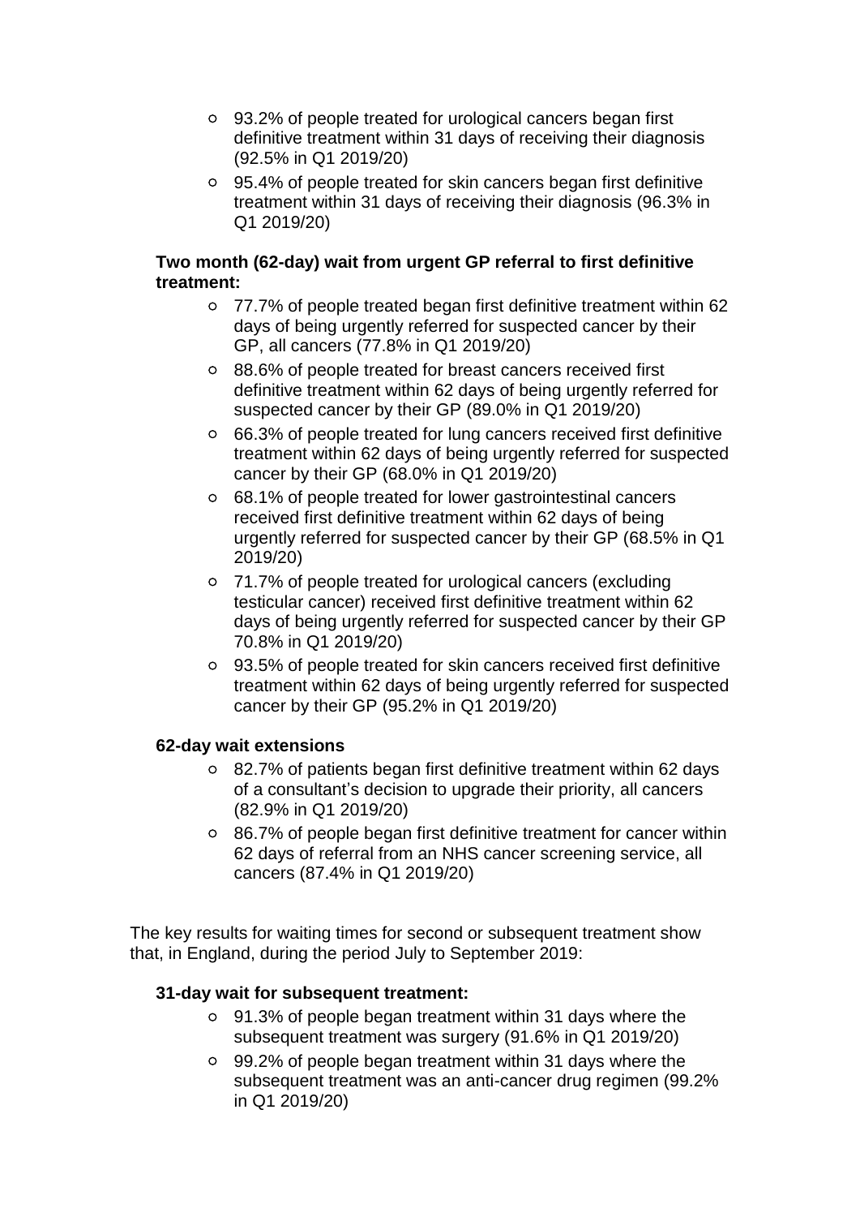- 93.2% of people treated for urological cancers began first definitive treatment within 31 days of receiving their diagnosis (92.5% in Q1 2019/20)
- 95.4% of people treated for skin cancers began first definitive treatment within 31 days of receiving their diagnosis (96.3% in Q1 2019/20)

**Two month (62-day) wait from urgent GP referral to first definitive treatment:**

- 77.7% of people treated began first definitive treatment within 62 days of being urgently referred for suspected cancer by their GP, all cancers (77.8% in Q1 2019/20)
- 88.6% of people treated for breast cancers received first definitive treatment within 62 days of being urgently referred for suspected cancer by their GP (89.0% in Q1 2019/20)
- 66.3% of people treated for lung cancers received first definitive treatment within 62 days of being urgently referred for suspected cancer by their GP (68.0% in Q1 2019/20)
- 68.1% of people treated for lower gastrointestinal cancers received first definitive treatment within 62 days of being urgently referred for suspected cancer by their GP (68.5% in Q1 2019/20)
- 71.7% of people treated for urological cancers (excluding testicular cancer) received first definitive treatment within 62 days of being urgently referred for suspected cancer by their GP 70.8% in Q1 2019/20)
- 93.5% of people treated for skin cancers received first definitive treatment within 62 days of being urgently referred for suspected cancer by their GP (95.2% in Q1 2019/20)

**62-day wait extensions**

- 82.7% of patients began first definitive treatment within 62 days of a consultant's decision to upgrade their priority, all cancers (82.9% in Q1 2019/20)
- 86.7% of people began first definitive treatment for cancer within 62 days of referral from an NHS cancer screening service, all cancers (87.4% in Q1 2019/20)

The key results for waiting times for second or subsequent treatment show that, in England, during the period July to September 2019:

**31-day wait for subsequent treatment:**

- 91.3% of people began treatment within 31 days where the subsequent treatment was surgery (91.6% in Q1 2019/20)
- 99.2% of people began treatment within 31 days where the subsequent treatment was an anti-cancer drug regimen (99.2% in Q1 2019/20)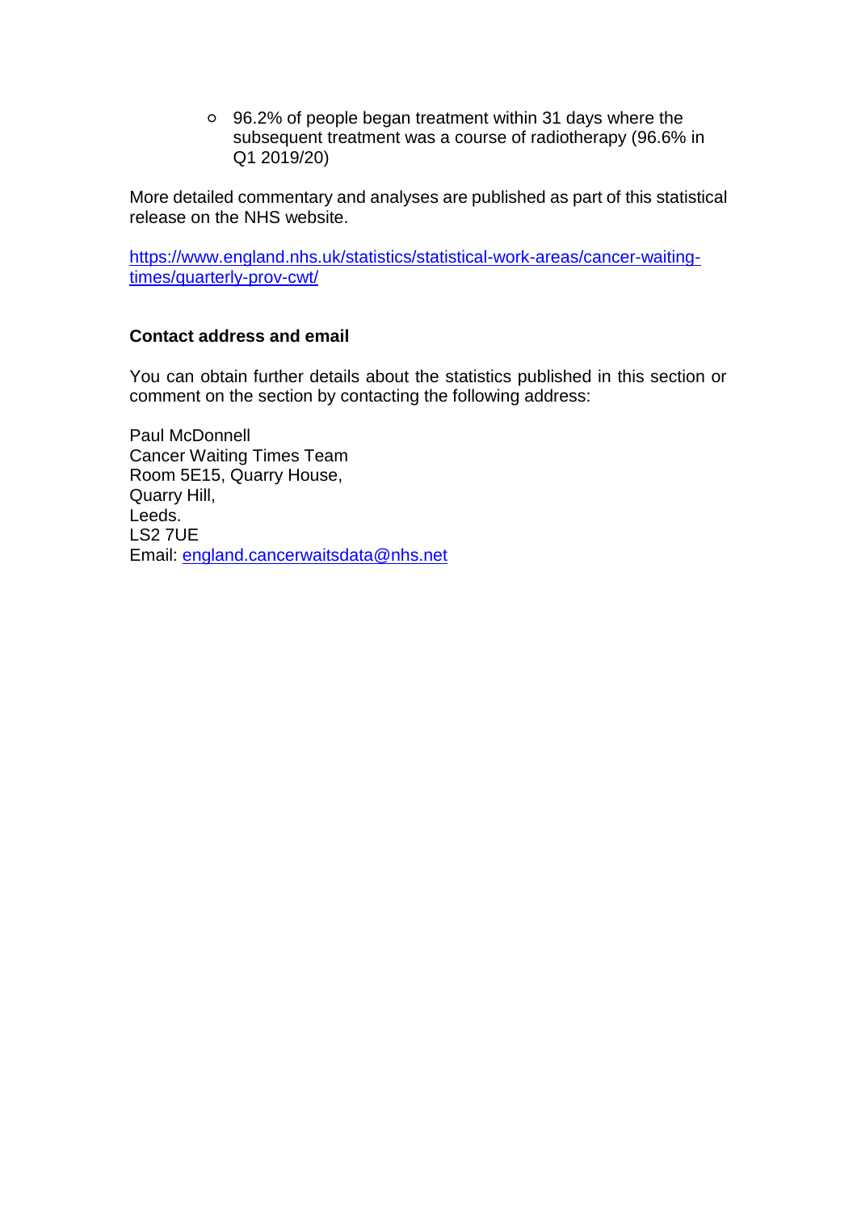- 96.2% of people began treatment within 31 days where the subsequent treatment was a course of radiotherapy (96.6% in Q1 2019/20)

More detailed commentary and analyses are published as part of this statistical release on the NHS website.

https://www.england.nhs.uk/statistics/statistical-work-areas/cancer-waiting-times/quarterly-prov-cwt/

**Contact address and email**

You can obtain further details about the statistics published in this section or comment on the section by contacting the following address:

Paul McDonnell
Cancer Waiting Times Team
Room 5E15, Quarry House,
Quarry Hill,
Leeds.
LS2 7UE
Email: england.cancerwaitsdata@nhs.net